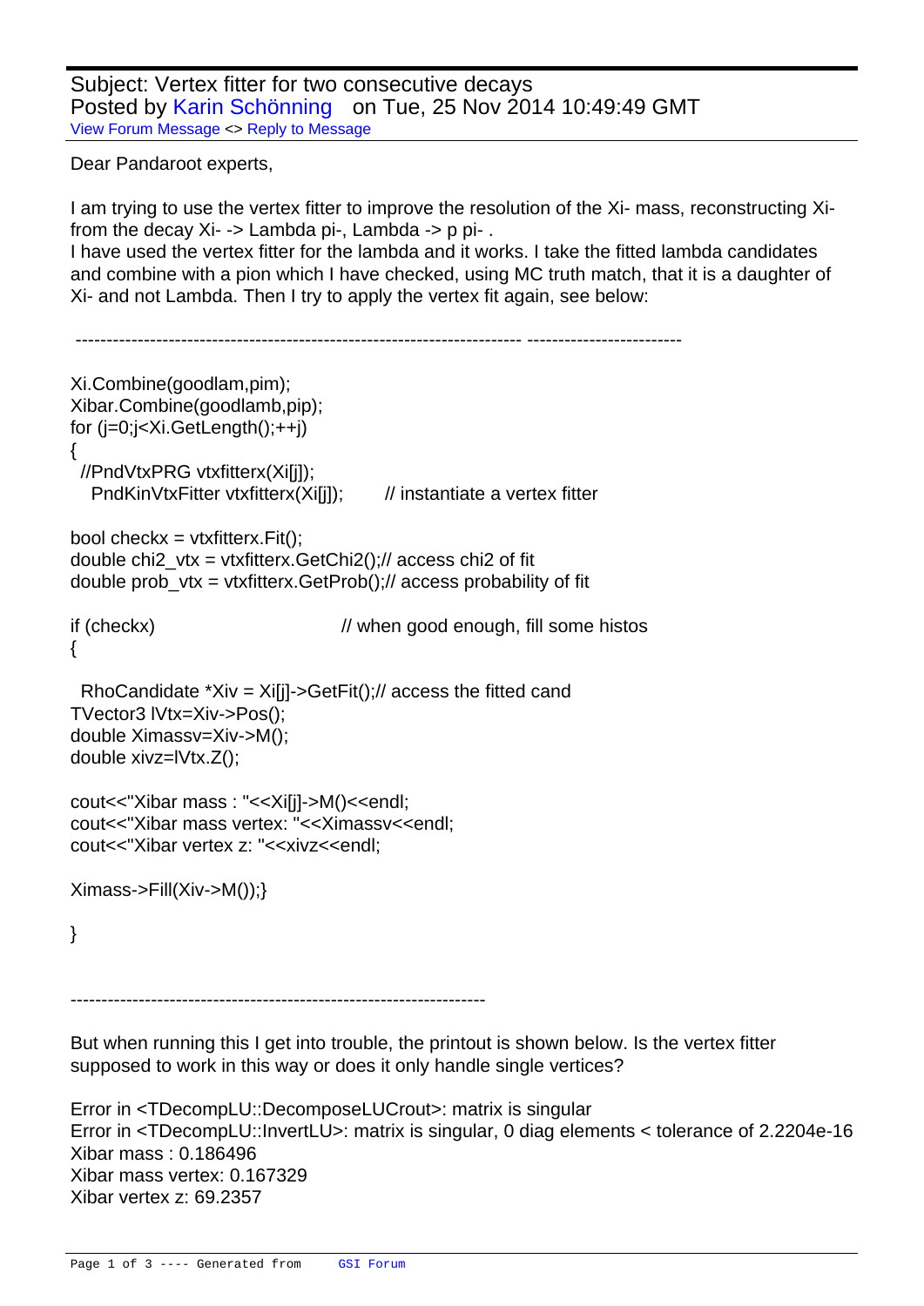Subject: Vertex fitter for two consecutive decays
Posted by Karin Schönning on Tue, 25 Nov 2014 10:49:49 GMT
View Forum Message <> Reply to Message

Dear Pandaroot experts,

I am trying to use the vertex fitter to improve the resolution of the Xi- mass, reconstructing Xi- from the decay Xi- -> Lambda pi-, Lambda -> p pi- .
I have used the vertex fitter for the lambda and it works. I take the fitted lambda candidates and combine with a pion which I have checked, using MC truth match, that it is a daughter of Xi- and not Lambda. Then I try to apply the vertex fit again, see below:

------------------------------------------------------------------------ -------------------------

```
Xi.Combine(goodlam,pim);
Xibar.Combine(goodlamb,pip);
for (j=0;j<Xi.GetLength();++j)
{
 //PndVtxPRG vtxfitterx(Xi[j]);
   PndKinVtxFitter vtxfitterx(Xi[j]);      // instantiate a vertex fitter

bool checkx = vtxfitterx.Fit();
double chi2_vtx = vtxfitterx.GetChi2();// access chi2 of fit
double prob_vtx = vtxfitterx.GetProb();// access probability of fit

if (checkx)                          // when good enough, fill some histos
{

 RhoCandidate *Xiv = Xi[j]->GetFit();// access the fitted cand
TVector3 lVtx=Xiv->Pos();
double Ximassv=Xiv->M();
double xivz=lVtx.Z();

cout<<"Xibar mass : "<<Xi[j]->M()<<endl;
cout<<"Xibar mass vertex: "<<Ximassv<<endl;
cout<<"Xibar vertex z: "<<xivz<<endl;

Ximass->Fill(Xiv->M());}

}
```

-------------------------------------------------------------------

But when running this I get into trouble, the printout is shown below. Is the vertex fitter supposed to work in this way or does it only handle single vertices?

```
Error in <TDecompLU::DecomposeLUCrout>: matrix is singular
Error in <TDecompLU::InvertLU>: matrix is singular, 0 diag elements < tolerance of 2.2204e-16
Xibar mass : 0.186496
Xibar mass vertex: 0.167329
Xibar vertex z: 69.2357
```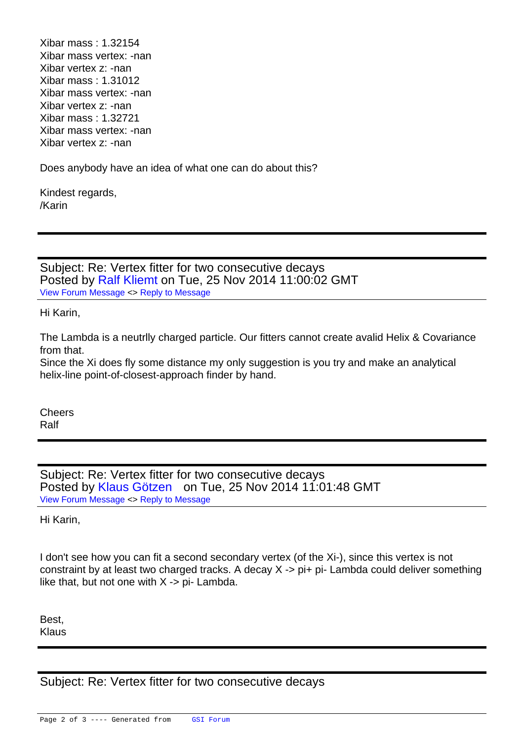Xibar mass : 1.32154
Xibar mass vertex: -nan
Xibar vertex z: -nan
Xibar mass : 1.31012
Xibar mass vertex: -nan
Xibar vertex z: -nan
Xibar mass : 1.32721
Xibar mass vertex: -nan
Xibar vertex z: -nan

Does anybody have an idea of what one can do about this?

Kindest regards,
/Karin

---

Subject: Re: Vertex fitter for two consecutive decays
Posted by Ralf Kliemt on Tue, 25 Nov 2014 11:00:02 GMT
View Forum Message <> Reply to Message

Hi Karin,

The Lambda is a neutrlly charged particle. Our fitters cannot create avalid Helix & Covariance from that.
Since the Xi does fly some distance my only suggestion is you try and make an analytical helix-line point-of-closest-approach finder by hand.

Cheers
Ralf

---

Subject: Re: Vertex fitter for two consecutive decays
Posted by Klaus Götzen on Tue, 25 Nov 2014 11:01:48 GMT
View Forum Message <> Reply to Message

Hi Karin,

I don't see how you can fit a second secondary vertex (of the Xi-), since this vertex is not constraint by at least two charged tracks. A decay X -> pi+ pi- Lambda could deliver something like that, but not one with X -> pi- Lambda.

Best,
Klaus

---

Subject: Re: Vertex fitter for two consecutive decays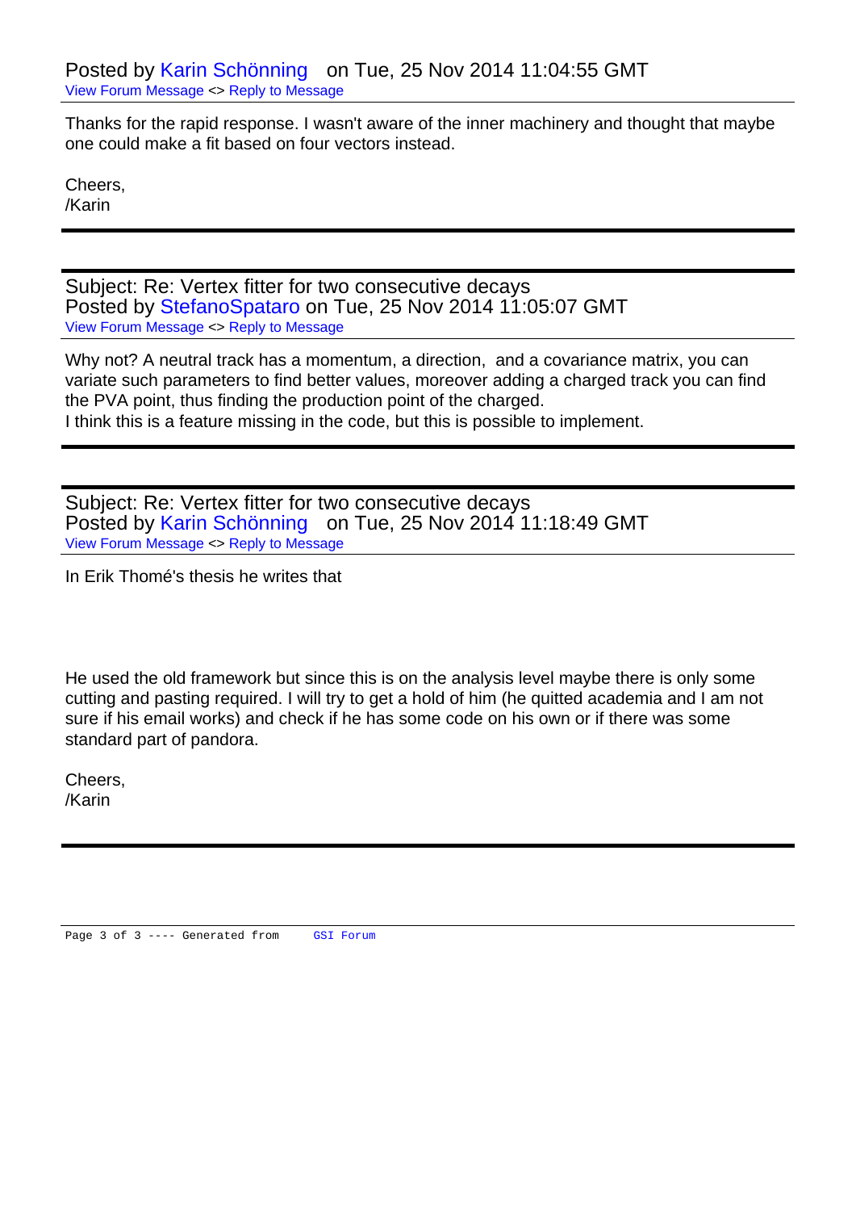Posted by Karin Schönning on Tue, 25 Nov 2014 11:04:55 GMT

View Forum Message <> Reply to Message

Thanks for the rapid response. I wasn't aware of the inner machinery and thought that maybe one could make a fit based on four vectors instead.

Cheers,
/Karin

---

Subject: Re: Vertex fitter for two consecutive decays
Posted by StefanoSpataro on Tue, 25 Nov 2014 11:05:07 GMT

View Forum Message <> Reply to Message

Why not? A neutral track has a momentum, a direction, and a covariance matrix, you can variate such parameters to find better values, moreover adding a charged track you can find the PVA point, thus finding the production point of the charged.
I think this is a feature missing in the code, but this is possible to implement.

---

Subject: Re: Vertex fitter for two consecutive decays
Posted by Karin Schönning on Tue, 25 Nov 2014 11:18:49 GMT

View Forum Message <> Reply to Message

In Erik Thomé's thesis he writes that

He used the old framework but since this is on the analysis level maybe there is only some cutting and pasting required. I will try to get a hold of him (he quitted academia and I am not sure if his email works) and check if he has some code on his own or if there was some standard part of pandora.

Cheers,
/Karin